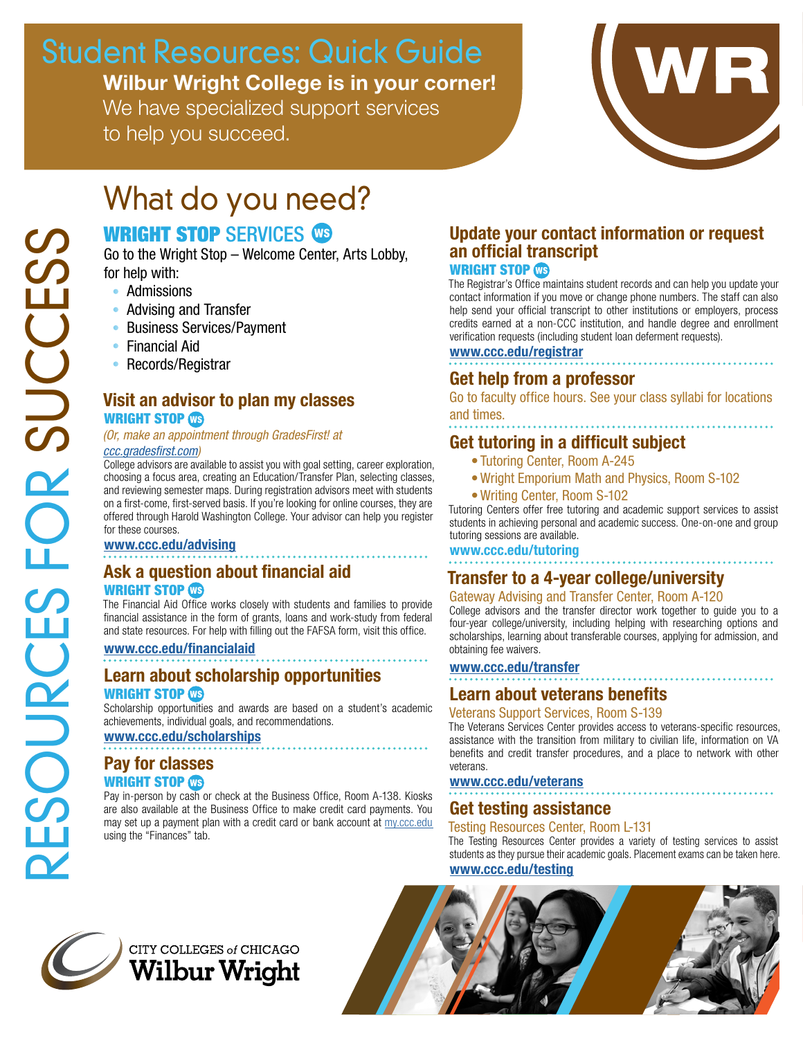# Student Resources: Quick Guide

**Wilbur Wright College is in your corner!**
We have specialized support services to help you succeed.

RESOURCES FOR SUCCESS

## What do you need?

### WRIGHT STOP SERVICES

Go to the Wright Stop – Welcome Center, Arts Lobby, for help with:

- Admissions
- Advising and Transfer
- Business Services/Payment
- Financial Aid
- Records/Registrar

### Visit an advisor to plan my classes

**WRIGHT STOP**

*(Or, make an appointment through GradesFirst! at ccc.gradesfirst.com)*

College advisors are available to assist you with goal setting, career exploration, choosing a focus area, creating an Education/Transfer Plan, selecting classes, and reviewing semester maps. During registration advisors meet with students on a first-come, first-served basis. If you're looking for online courses, they are offered through Harold Washington College. Your advisor can help you register for these courses.

www.ccc.edu/advising

### Ask a question about financial aid

**WRIGHT STOP**

The Financial Aid Office works closely with students and families to provide financial assistance in the form of grants, loans and work-study from federal and state resources. For help with filling out the FAFSA form, visit this office.

www.ccc.edu/financialaid

### Learn about scholarship opportunities

**WRIGHT STOP**

Scholarship opportunities and awards are based on a student's academic achievements, individual goals, and recommendations.

www.ccc.edu/scholarships

### Pay for classes

**WRIGHT STOP**

Pay in-person by cash or check at the Business Office, Room A-138. Kiosks are also available at the Business Office to make credit card payments. You may set up a payment plan with a credit card or bank account at my.ccc.edu using the "Finances" tab.

### Update your contact information or request an official transcript

**WRIGHT STOP**

The Registrar's Office maintains student records and can help you update your contact information if you move or change phone numbers. The staff can also help send your official transcript to other institutions or employers, process credits earned at a non-CCC institution, and handle degree and enrollment verification requests (including student loan deferment requests).

www.ccc.edu/registrar

### Get help from a professor

Go to faculty office hours. See your class syllabi for locations and times.

### Get tutoring in a difficult subject

- Tutoring Center, Room A-245
- Wright Emporium Math and Physics, Room S-102
- Writing Center, Room S-102

Tutoring Centers offer free tutoring and academic support services to assist students in achieving personal and academic success. One-on-one and group tutoring sessions are available.

www.ccc.edu/tutoring

### Transfer to a 4-year college/university

Gateway Advising and Transfer Center, Room A-120

College advisors and the transfer director work together to guide you to a four-year college/university, including helping with researching options and scholarships, learning about transferable courses, applying for admission, and obtaining fee waivers.

www.ccc.edu/transfer

### Learn about veterans benefits

Veterans Support Services, Room S-139

The Veterans Services Center provides access to veterans-specific resources, assistance with the transition from military to civilian life, information on VA benefits and credit transfer procedures, and a place to network with other veterans.

www.ccc.edu/veterans

### Get testing assistance

Testing Resources Center, Room L-131

The Testing Resources Center provides a variety of testing services to assist students as they pursue their academic goals. Placement exams can be taken here.

www.ccc.edu/testing

CITY COLLEGES of CHICAGO
Wilbur Wright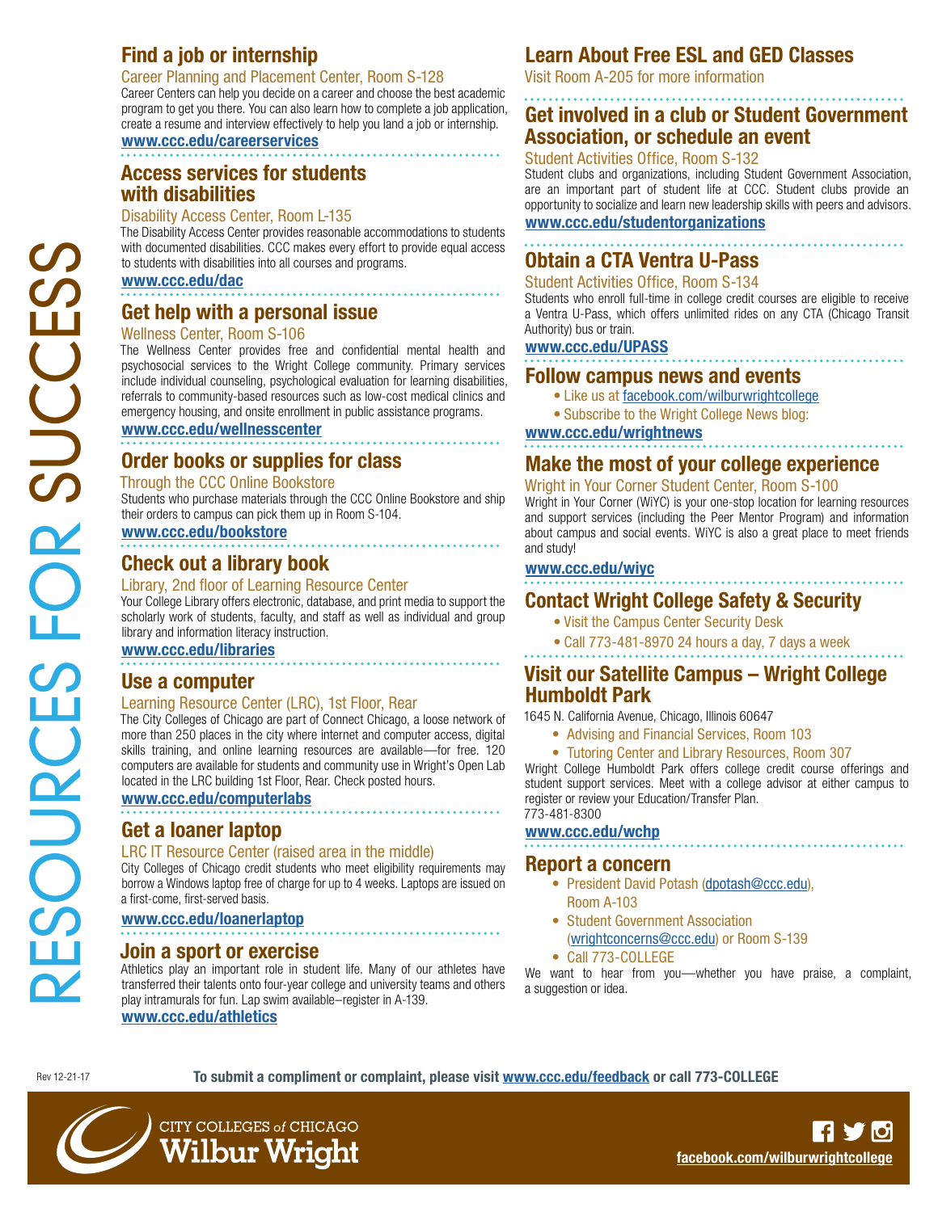# RESOURCES FOR SUCCESS

## Find a job or internship

Career Planning and Placement Center, Room S-128

Career Centers can help you decide on a career and choose the best academic program to get you there. You can also learn how to complete a job application, create a resume and interview effectively to help you land a job or internship.

**www.ccc.edu/careerservices**

## Access services for students with disabilities

Disability Access Center, Room L-135

The Disability Access Center provides reasonable accommodations to students with documented disabilities. CCC makes every effort to provide equal access to students with disabilities into all courses and programs.

**www.ccc.edu/dac**

## Get help with a personal issue

Wellness Center, Room S-106

The Wellness Center provides free and confidential mental health and psychosocial services to the Wright College community. Primary services include individual counseling, psychological evaluation for learning disabilities, referrals to community-based resources such as low-cost medical clinics and emergency housing, and onsite enrollment in public assistance programs.

**www.ccc.edu/wellnesscenter**

## Order books or supplies for class

Through the CCC Online Bookstore

Students who purchase materials through the CCC Online Bookstore and ship their orders to campus can pick them up in Room S-104.

**www.ccc.edu/bookstore**

## Check out a library book

Library, 2nd floor of Learning Resource Center

Your College Library offers electronic, database, and print media to support the scholarly work of students, faculty, and staff as well as individual and group library and information literacy instruction.

**www.ccc.edu/libraries**

## Use a computer

Learning Resource Center (LRC), 1st Floor, Rear

The City Colleges of Chicago are part of Connect Chicago, a loose network of more than 250 places in the city where internet and computer access, digital skills training, and online learning resources are available—for free. 120 computers are available for students and community use in Wright's Open Lab located in the LRC building 1st Floor, Rear. Check posted hours.

**www.ccc.edu/computerlabs**

## Get a loaner laptop

LRC IT Resource Center (raised area in the middle)

City Colleges of Chicago credit students who meet eligibility requirements may borrow a Windows laptop free of charge for up to 4 weeks. Laptops are issued on a first-come, first-served basis.

**www.ccc.edu/loanerlaptop**

## Join a sport or exercise

Athletics play an important role in student life. Many of our athletes have transferred their talents onto four-year college and university teams and others play intramurals for fun. Lap swim available–register in A-139.

**www.ccc.edu/athletics**

## Learn About Free ESL and GED Classes

Visit Room A-205 for more information

## Get involved in a club or Student Government Association, or schedule an event

Student Activities Office, Room S-132

Student clubs and organizations, including Student Government Association, are an important part of student life at CCC. Student clubs provide an opportunity to socialize and learn new leadership skills with peers and advisors.

**www.ccc.edu/studentorganizations**

## Obtain a CTA Ventra U-Pass

Student Activities Office, Room S-134

Students who enroll full-time in college credit courses are eligible to receive a Ventra U-Pass, which offers unlimited rides on any CTA (Chicago Transit Authority) bus or train.

**www.ccc.edu/UPASS**

## Follow campus news and events

- Like us at facebook.com/wilburwrightcollege
- Subscribe to the Wright College News blog:

**www.ccc.edu/wrightnews**

## Make the most of your college experience

Wright in Your Corner Student Center, Room S-100

Wright in Your Corner (WiYC) is your one-stop location for learning resources and support services (including the Peer Mentor Program) and information about campus and social events. WiYC is also a great place to meet friends and study!

**www.ccc.edu/wiyc**

## Contact Wright College Safety & Security

- Visit the Campus Center Security Desk
- Call 773-481-8970 24 hours a day, 7 days a week

## Visit our Satellite Campus – Wright College Humboldt Park

1645 N. California Avenue, Chicago, Illinois 60647

- Advising and Financial Services, Room 103
- Tutoring Center and Library Resources, Room 307

Wright College Humboldt Park offers college credit course offerings and student support services. Meet with a college advisor at either campus to register or review your Education/Transfer Plan.

773-481-8300

**www.ccc.edu/wchp**

## Report a concern

- President David Potash (dpotash@ccc.edu), Room A-103
- Student Government Association (wrightconcerns@ccc.edu) or Room S-139
- Call 773-COLLEGE

We want to hear from you—whether you have praise, a complaint, a suggestion or idea.

Rev 12-21-17

**To submit a compliment or complaint, please visit www.ccc.edu/feedback or call 773-COLLEGE**

CITY COLLEGES *of* CHICAGO
Wilbur Wright

**facebook.com/wilburwrightcollege**